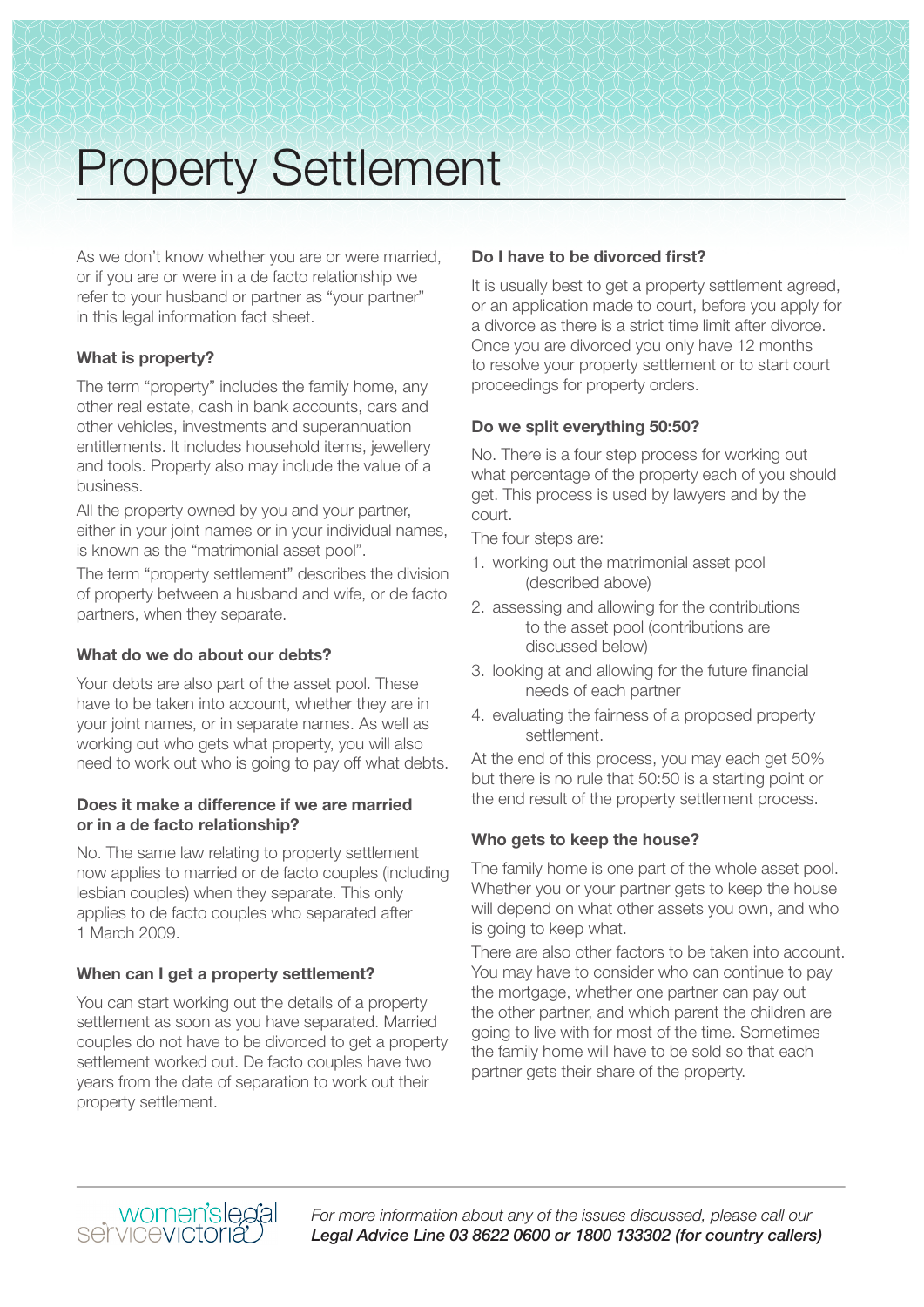# Property Settlement

As we don't know whether you are or were married, or if you are or were in a de facto relationship we refer to your husband or partner as "your partner" in this legal information fact sheet.

### What is property?

The term "property" includes the family home, any other real estate, cash in bank accounts, cars and other vehicles, investments and superannuation entitlements. It includes household items, jewellery and tools. Property also may include the value of a business.

All the property owned by you and your partner, either in your joint names or in your individual names, is known as the "matrimonial asset pool".

The term "property settlement" describes the division of property between a husband and wife, or de facto partners, when they separate.

### What do we do about our debts?

Your debts are also part of the asset pool. These have to be taken into account, whether they are in your joint names, or in separate names. As well as working out who gets what property, you will also need to work out who is going to pay off what debts.

### Does it make a difference if we are married or in a de facto relationship?

No. The same law relating to property settlement now applies to married or de facto couples (including lesbian couples) when they separate. This only applies to de facto couples who separated after 1 March 2009.

### When can I get a property settlement?

You can start working out the details of a property settlement as soon as you have separated. Married couples do not have to be divorced to get a property settlement worked out. De facto couples have two years from the date of separation to work out their property settlement.

### Do I have to be divorced first?

It is usually best to get a property settlement agreed, or an application made to court, before you apply for a divorce as there is a strict time limit after divorce. Once you are divorced you only have 12 months to resolve your property settlement or to start court proceedings for property orders.

### Do we split everything 50:50?

No. There is a four step process for working out what percentage of the property each of you should get. This process is used by lawyers and by the court.

The four steps are:

1. working out the matrimonial asset pool (described above)
2. assessing and allowing for the contributions to the asset pool (contributions are discussed below)
3. looking at and allowing for the future financial needs of each partner
4. evaluating the fairness of a proposed property settlement.

At the end of this process, you may each get 50% but there is no rule that 50:50 is a starting point or the end result of the property settlement process.

### Who gets to keep the house?

The family home is one part of the whole asset pool. Whether you or your partner gets to keep the house will depend on what other assets you own, and who is going to keep what.

There are also other factors to be taken into account. You may have to consider who can continue to pay the mortgage, whether one partner can pay out the other partner, and which parent the children are going to live with for most of the time. Sometimes the family home will have to be sold so that each partner gets their share of the property.

women's legal service victoria

*For more information about any of the issues discussed, please call our **Legal Advice Line 03 8622 0600 or 1800 133302 (for country callers)***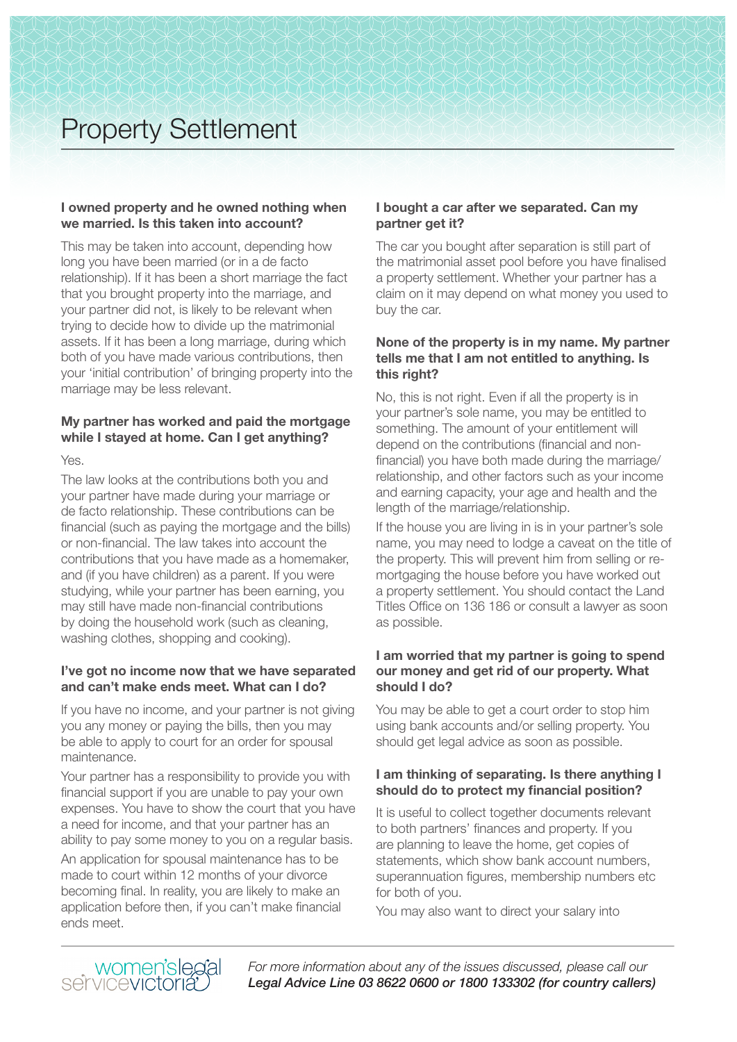# Property Settlement

**I owned property and he owned nothing when we married. Is this taken into account?**

This may be taken into account, depending how long you have been married (or in a de facto relationship). If it has been a short marriage the fact that you brought property into the marriage, and your partner did not, is likely to be relevant when trying to decide how to divide up the matrimonial assets. If it has been a long marriage, during which both of you have made various contributions, then your 'initial contribution' of bringing property into the marriage may be less relevant.

**My partner has worked and paid the mortgage while I stayed at home. Can I get anything?**

Yes.

The law looks at the contributions both you and your partner have made during your marriage or de facto relationship. These contributions can be financial (such as paying the mortgage and the bills) or non-financial. The law takes into account the contributions that you have made as a homemaker, and (if you have children) as a parent. If you were studying, while your partner has been earning, you may still have made non-financial contributions by doing the household work (such as cleaning, washing clothes, shopping and cooking).

**I've got no income now that we have separated and can't make ends meet. What can I do?**

If you have no income, and your partner is not giving you any money or paying the bills, then you may be able to apply to court for an order for spousal maintenance.

Your partner has a responsibility to provide you with financial support if you are unable to pay your own expenses. You have to show the court that you have a need for income, and that your partner has an ability to pay some money to you on a regular basis.

An application for spousal maintenance has to be made to court within 12 months of your divorce becoming final. In reality, you are likely to make an application before then, if you can't make financial ends meet.

**I bought a car after we separated. Can my partner get it?**

The car you bought after separation is still part of the matrimonial asset pool before you have finalised a property settlement. Whether your partner has a claim on it may depend on what money you used to buy the car.

**None of the property is in my name. My partner tells me that I am not entitled to anything. Is this right?**

No, this is not right. Even if all the property is in your partner's sole name, you may be entitled to something. The amount of your entitlement will depend on the contributions (financial and non-financial) you have both made during the marriage/relationship, and other factors such as your income and earning capacity, your age and health and the length of the marriage/relationship.

If the house you are living in is in your partner's sole name, you may need to lodge a caveat on the title of the property. This will prevent him from selling or re-mortgaging the house before you have worked out a property settlement. You should contact the Land Titles Office on 136 186 or consult a lawyer as soon as possible.

**I am worried that my partner is going to spend our money and get rid of our property. What should I do?**

You may be able to get a court order to stop him using bank accounts and/or selling property. You should get legal advice as soon as possible.

**I am thinking of separating. Is there anything I should do to protect my financial position?**

It is useful to collect together documents relevant to both partners' finances and property. If you are planning to leave the home, get copies of statements, which show bank account numbers, superannuation figures, membership numbers etc for both of you.

You may also want to direct your salary into

*For more information about any of the issues discussed, please call our* ***Legal Advice Line 03 8622 0600 or 1800 133302 (for country callers)***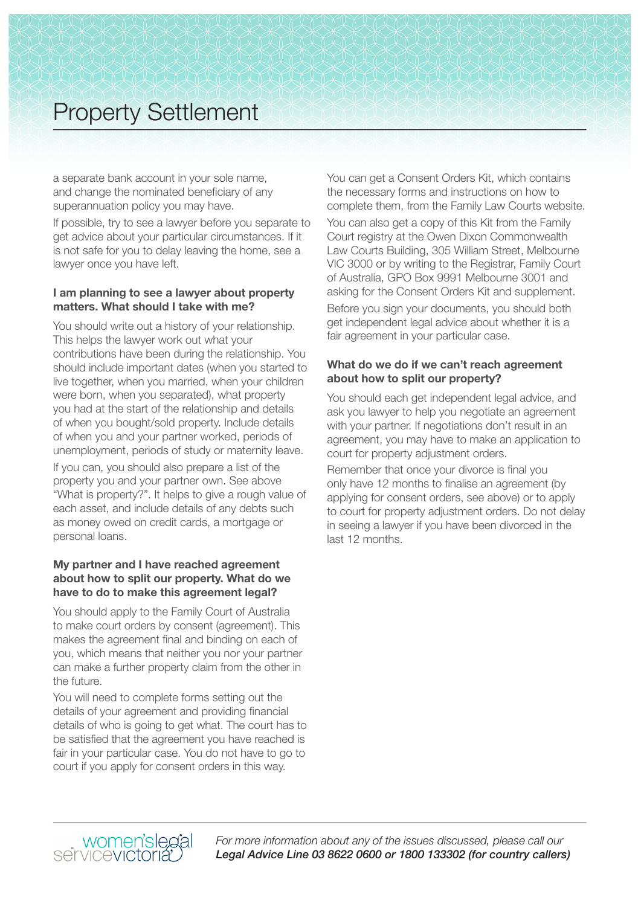a separate bank account in your sole name, and change the nominated beneficiary of any superannuation policy you may have.

If possible, try to see a lawyer before you separate to get advice about your particular circumstances. If it is not safe for you to delay leaving the home, see a lawyer once you have left.

### I am planning to see a lawyer about property matters. What should I take with me?

You should write out a history of your relationship. This helps the lawyer work out what your contributions have been during the relationship. You should include important dates (when you started to live together, when you married, when your children were born, when you separated), what property you had at the start of the relationship and details of when you bought/sold property. Include details of when you and your partner worked, periods of unemployment, periods of study or maternity leave.

If you can, you should also prepare a list of the property you and your partner own. See above "What is property?". It helps to give a rough value of each asset, and include details of any debts such as money owed on credit cards, a mortgage or personal loans.

### My partner and I have reached agreement about how to split our property. What do we have to do to make this agreement legal?

You should apply to the Family Court of Australia to make court orders by consent (agreement). This makes the agreement final and binding on each of you, which means that neither you nor your partner can make a further property claim from the other in the future.

You will need to complete forms setting out the details of your agreement and providing financial details of who is going to get what. The court has to be satisfied that the agreement you have reached is fair in your particular case. You do not have to go to court if you apply for consent orders in this way.

You can get a Consent Orders Kit, which contains the necessary forms and instructions on how to complete them, from the Family Law Courts website.

You can also get a copy of this Kit from the Family Court registry at the Owen Dixon Commonwealth Law Courts Building, 305 William Street, Melbourne VIC 3000 or by writing to the Registrar, Family Court of Australia, GPO Box 9991 Melbourne 3001 and asking for the Consent Orders Kit and supplement.

Before you sign your documents, you should both get independent legal advice about whether it is a fair agreement in your particular case.

### What do we do if we can't reach agreement about how to split our property?

You should each get independent legal advice, and ask you lawyer to help you negotiate an agreement with your partner. If negotiations don't result in an agreement, you may have to make an application to court for property adjustment orders.

Remember that once your divorce is final you only have 12 months to finalise an agreement (by applying for consent orders, see above) or to apply to court for property adjustment orders. Do not delay in seeing a lawyer if you have been divorced in the last 12 months.

*For more information about any of the issues discussed, please call our **Legal Advice Line 03 8622 0600 or 1800 133302 (for country callers)***